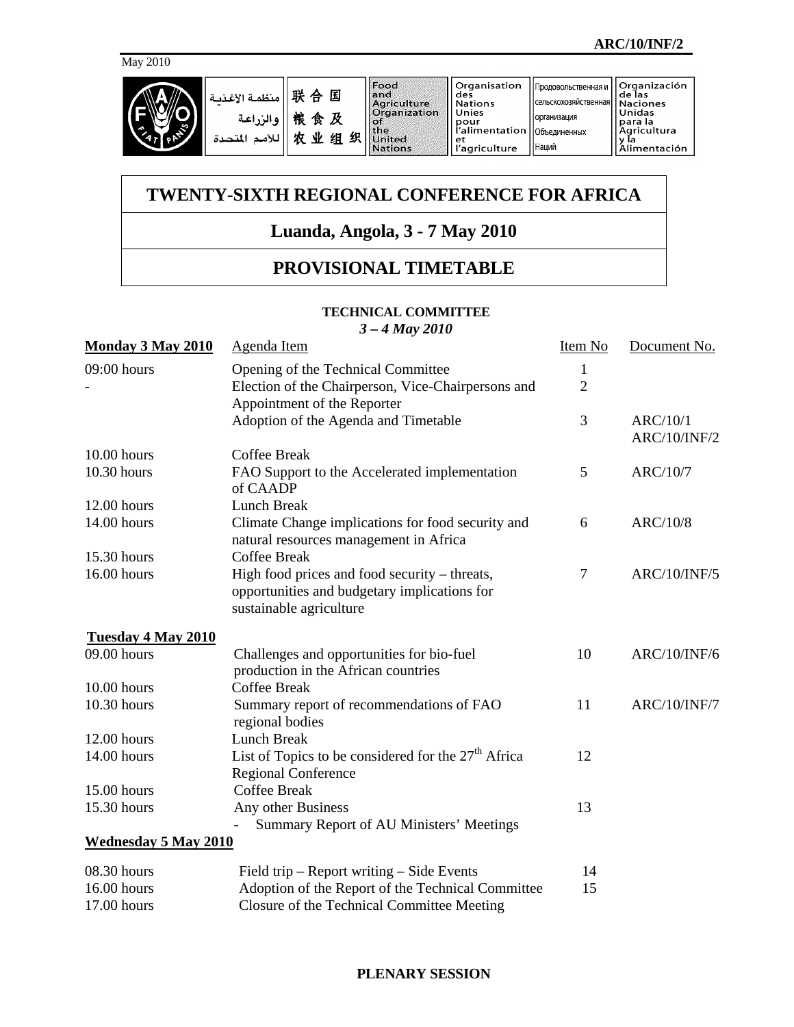ARC/10/INF/2

May 2010

| منظمة الأغذية والزراعة للأمم المتحدة | 联合国粮食及农业组织 | Food and Agriculture Organization of the United Nations | Organisation des Nations Unies pour l'alimentation et l'agriculture | Продовольственная и сельскохозяйственная организация Объединенных Наций | Organización de las Naciones Unidas para la Agricultura y la Alimentación |
|---|---|---|---|---|---|

# TWENTY-SIXTH REGIONAL CONFERENCE FOR AFRICA

## Luanda, Angola, 3 - 7 May 2010

## PROVISIONAL TIMETABLE

### TECHNICAL COMMITTEE

*3 – 4 May 2010*

| **Monday 3 May 2010** | Agenda Item | Item No | Document No. |
|---|---|---|---|
| 09:00 hours | Opening of the Technical Committee | 1 | |
| - | Election of the Chairperson, Vice-Chairpersons and Appointment of the Reporter | 2 | |
| | Adoption of the Agenda and Timetable | 3 | ARC/10/1<br>ARC/10/INF/2 |
| 10.00 hours | Coffee Break | | |
| 10.30 hours | FAO Support to the Accelerated implementation of CAADP | 5 | ARC/10/7 |
| 12.00 hours | Lunch Break | | |
| 14.00 hours | Climate Change implications for food security and natural resources management in Africa | 6 | ARC/10/8 |
| 15.30 hours | Coffee Break | | |
| 16.00 hours | High food prices and food security – threats, opportunities and budgetary implications for sustainable agriculture | 7 | ARC/10/INF/5 |
| **Tuesday 4 May 2010** | | | |
| 09.00 hours | Challenges and opportunities for bio-fuel production in the African countries | 10 | ARC/10/INF/6 |
| 10.00 hours | Coffee Break | | |
| 10.30 hours | Summary report of recommendations of FAO regional bodies | 11 | ARC/10/INF/7 |
| 12.00 hours | Lunch Break | | |
| 14.00 hours | List of Topics to be considered for the 27th Africa Regional Conference | 12 | |
| 15.00 hours | Coffee Break | | |
| 15.30 hours | Any other Business<br>- Summary Report of AU Ministers' Meetings | 13 | |
| **Wednesday 5 May 2010** | | | |
| 08.30 hours | Field trip – Report writing – Side Events | 14 | |
| 16.00 hours | Adoption of the Report of the Technical Committee | 15 | |
| 17.00 hours | Closure of the Technical Committee Meeting | | |

### PLENARY SESSION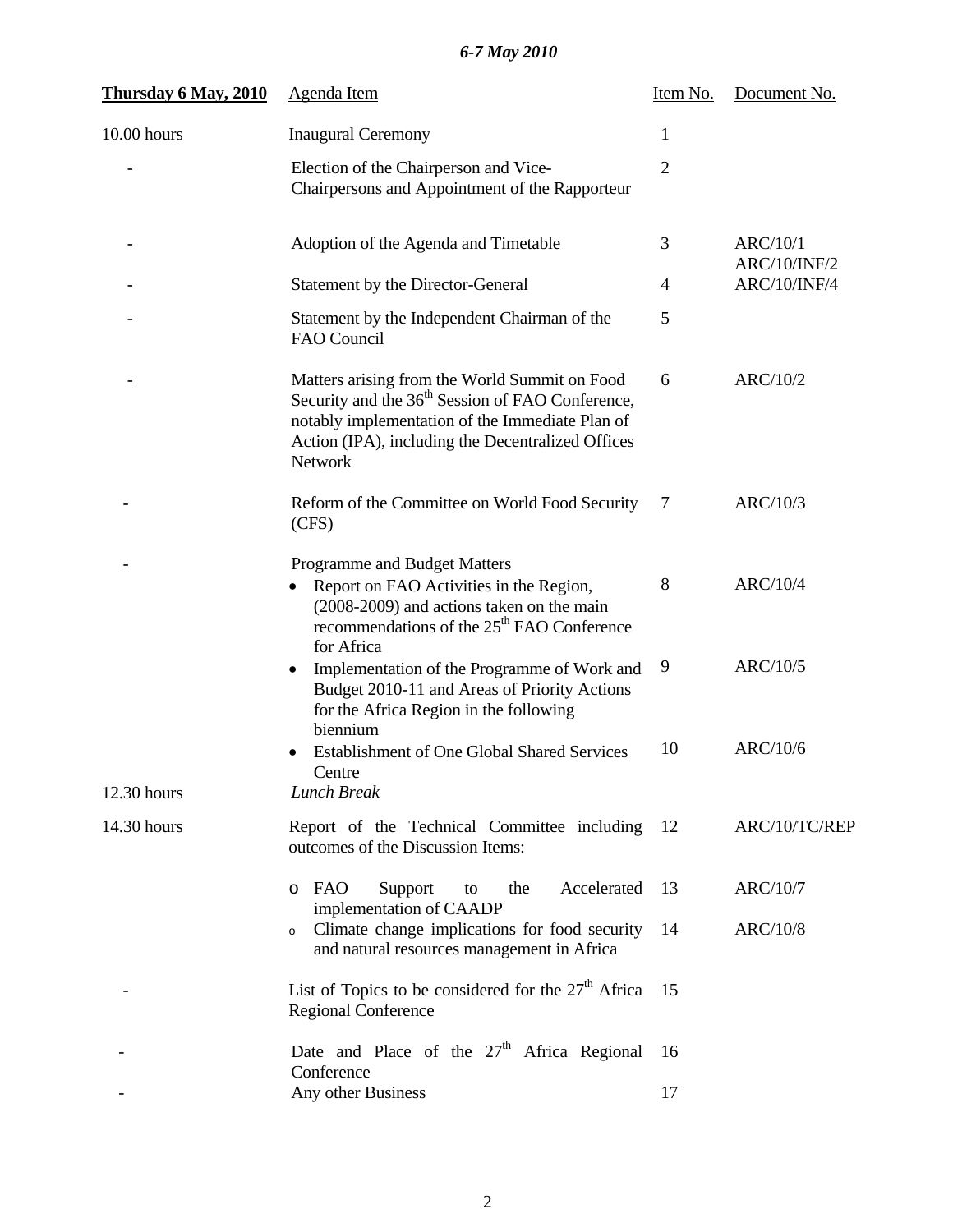*6-7 May 2010*

| **Thursday 6 May, 2010** | Agenda Item | Item No. | Document No. |
|---|---|---|---|
| 10.00 hours | Inaugural Ceremony | 1 | |
| - | Election of the Chairperson and Vice-Chairpersons and Appointment of the Rapporteur | 2 | |
| - | Adoption of the Agenda and Timetable | 3 | ARC/10/1<br>ARC/10/INF/2 |
| - | Statement by the Director-General | 4 | ARC/10/INF/4 |
| - | Statement by the Independent Chairman of the FAO Council | 5 | |
| - | Matters arising from the World Summit on Food Security and the 36th Session of FAO Conference, notably implementation of the Immediate Plan of Action (IPA), including the Decentralized Offices Network | 6 | ARC/10/2 |
| - | Reform of the Committee on World Food Security (CFS) | 7 | ARC/10/3 |
| - | Programme and Budget Matters | | |
| | • Report on FAO Activities in the Region, (2008-2009) and actions taken on the main recommendations of the 25th FAO Conference for Africa | 8 | ARC/10/4 |
| | • Implementation of the Programme of Work and Budget 2010-11 and Areas of Priority Actions for the Africa Region in the following biennium | 9 | ARC/10/5 |
| | • Establishment of One Global Shared Services Centre | 10 | ARC/10/6 |
| 12.30 hours | *Lunch Break* | | |
| 14.30 hours | Report of the Technical Committee including outcomes of the Discussion Items: | 12 | ARC/10/TC/REP |
| | o FAO Support to the Accelerated implementation of CAADP | 13 | ARC/10/7 |
| | o Climate change implications for food security and natural resources management in Africa | 14 | ARC/10/8 |
| - | List of Topics to be considered for the 27th Africa Regional Conference | 15 | |
| - | Date and Place of the 27th Africa Regional Conference | 16 | |
| - | Any other Business | 17 | |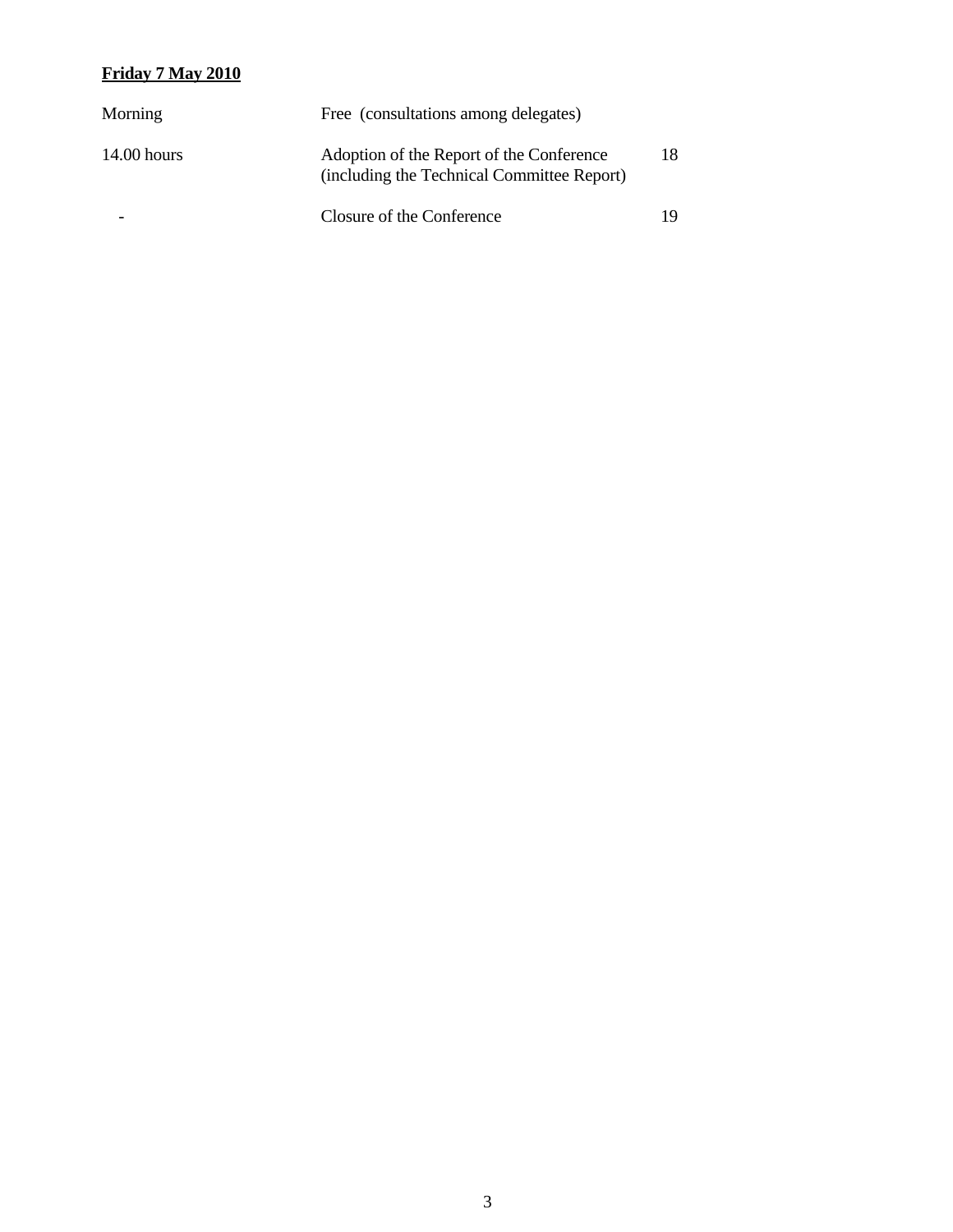**Friday 7 May 2010**

| | | |
|---|---|---|
| Morning | Free (consultations among delegates) | |
| 14.00 hours | Adoption of the Report of the Conference (including the Technical Committee Report) | 18 |
| - | Closure of the Conference | 19 |